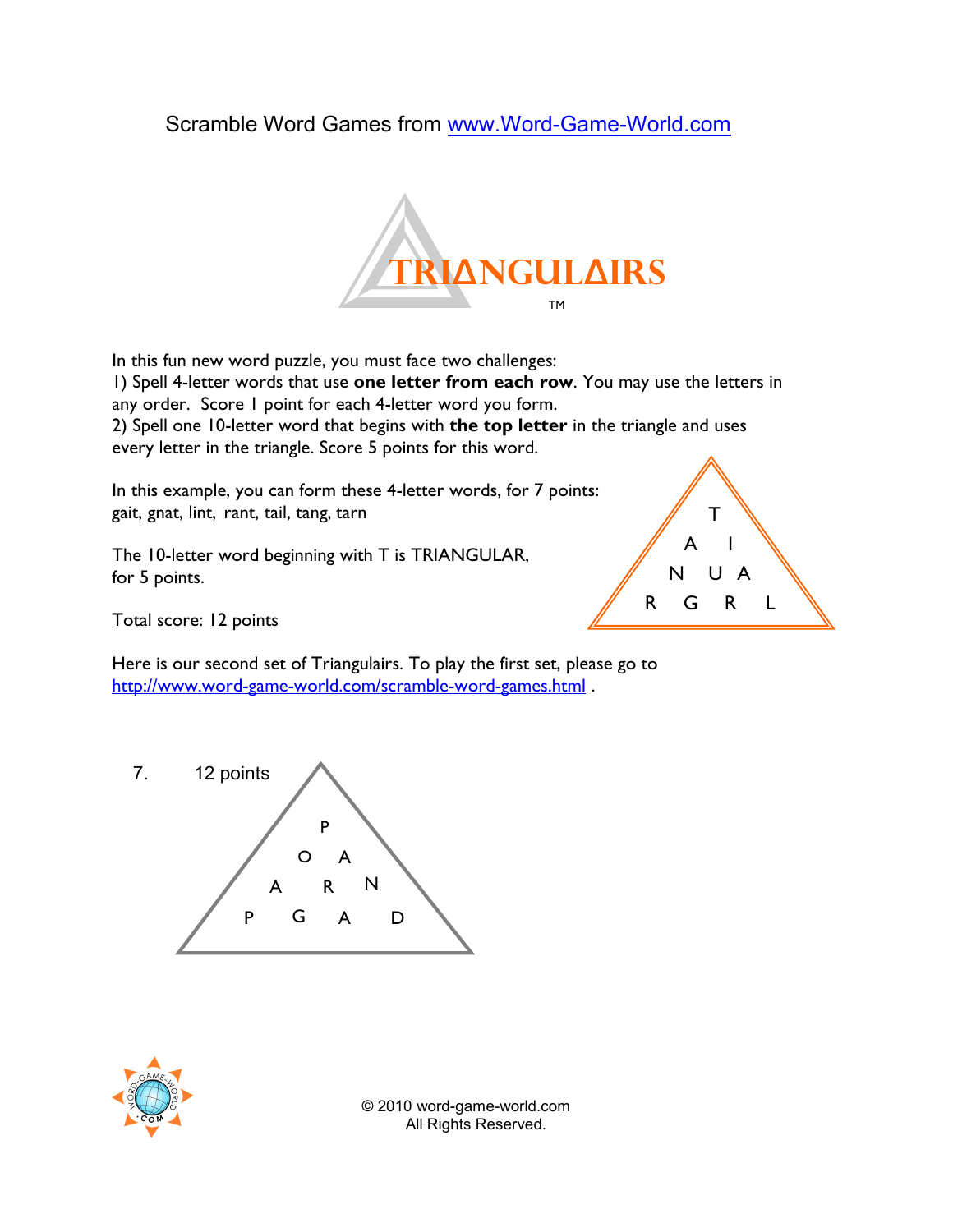Scramble Word Games from [www.Word-Game-World.com](http://www.Word-Game-World.com)

# TRIΔNGULΔIRS™

In this fun new word puzzle, you must face two challenges:

1) Spell 4-letter words that use **one letter from each row**. You may use the letters in any order. Score 1 point for each 4-letter word you form.

2) Spell one 10-letter word that begins with **the top letter** in the triangle and uses every letter in the triangle. Score 5 points for this word.

In this example, you can form these 4-letter words, for 7 points: gait, gnat, lint, rant, tail, tang, tarn

The 10-letter word beginning with T is TRIANGULAR, for 5 points.

Total score: 12 points

```
      T
     A I
    N U A
   R G R L
```

Here is our second set of Triangulairs. To play the first set, please go to [http://www.word-game-world.com/scramble-word-games.html](http://www.word-game-world.com/scramble-word-games.html) .

7. 12 points

```
      P
     O A
    A R N
   P G A D
```

© 2010 word-game-world.com
All Rights Reserved.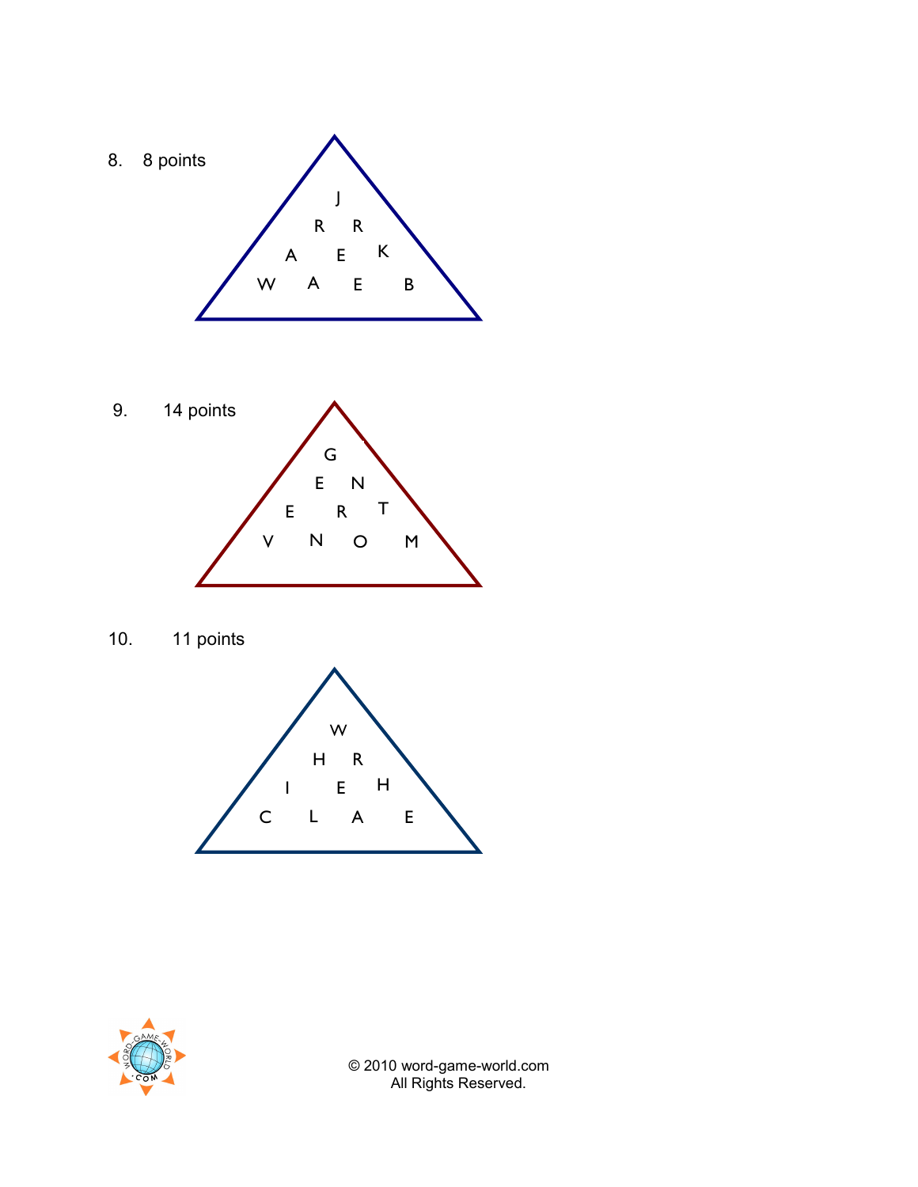8. 8 points

J

R R

A E K

W A E B

9. 14 points

G

E N

E R T

V N O M

10. 11 points

W

H R

I E H

C L A E

© 2010 word-game-world.com
All Rights Reserved.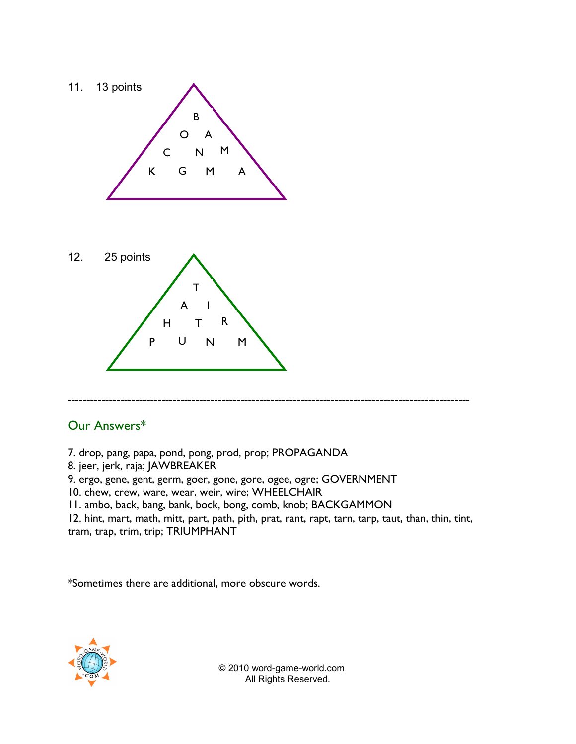11. 13 points

B
O A
C N M
K G M A

12. 25 points

T
A I
H T R
P U N M

---

## Our Answers*

7. drop, pang, papa, pond, pong, prod, prop; PROPAGANDA
8. jeer, jerk, raja; JAWBREAKER
9. ergo, gene, gent, germ, goer, gone, gore, ogee, ogre; GOVERNMENT
10. chew, crew, ware, wear, weir, wire; WHEELCHAIR
11. ambo, back, bang, bank, bock, bong, comb, knob; BACKGAMMON
12. hint, mart, math, mitt, part, path, pith, prat, rant, rapt, tarn, tarp, taut, than, thin, tint, tram, trap, trim, trip; TRIUMPHANT

*Sometimes there are additional, more obscure words.

© 2010 word-game-world.com
All Rights Reserved.